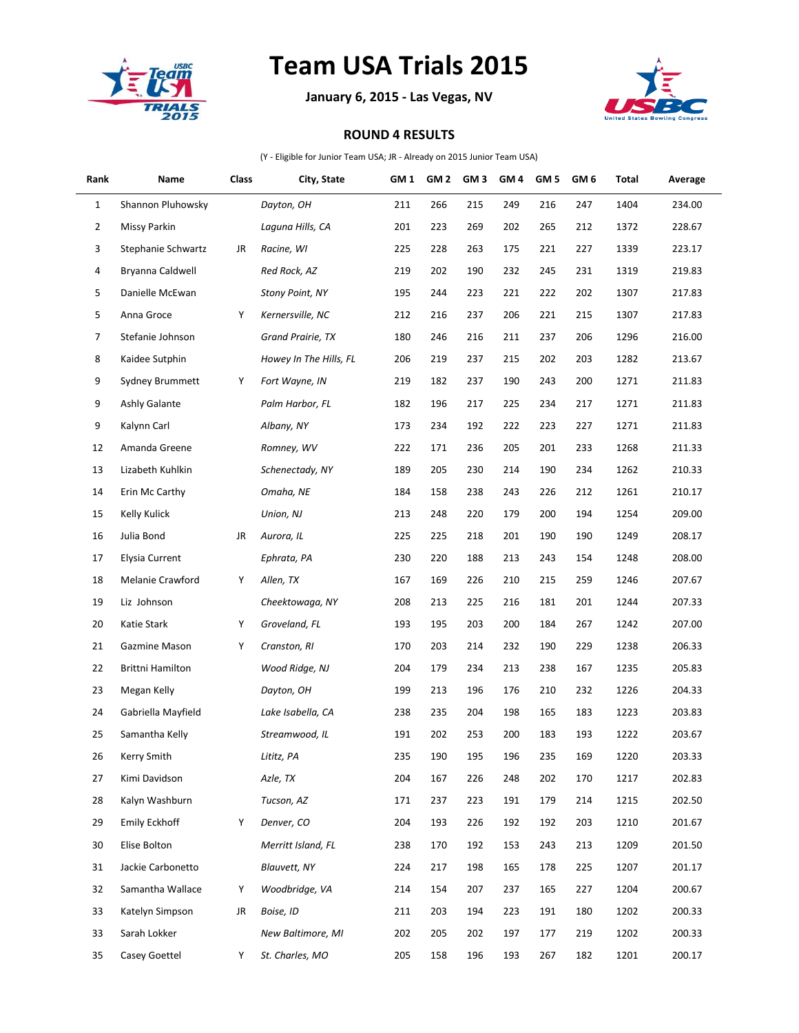# Team USA Trials 2015

**January 6, 2015 - Las Vegas, NV**

## ROUND 4 RESULTS

(Y - Eligible for Junior Team USA; JR - Already on 2015 Junior Team USA)

| Rank | Name | Class | City, State | GM 1 | GM 2 | GM 3 | GM 4 | GM 5 | GM 6 | Total | Average |
|---|---|---|---|---|---|---|---|---|---|---|---|
| 1 | Shannon Pluhowsky | | *Dayton, OH* | 211 | 266 | 215 | 249 | 216 | 247 | 1404 | 234.00 |
| 2 | Missy Parkin | | *Laguna Hills, CA* | 201 | 223 | 269 | 202 | 265 | 212 | 1372 | 228.67 |
| 3 | Stephanie Schwartz | JR | *Racine, WI* | 225 | 228 | 263 | 175 | 221 | 227 | 1339 | 223.17 |
| 4 | Bryanna Caldwell | | *Red Rock, AZ* | 219 | 202 | 190 | 232 | 245 | 231 | 1319 | 219.83 |
| 5 | Danielle McEwan | | *Stony Point, NY* | 195 | 244 | 223 | 221 | 222 | 202 | 1307 | 217.83 |
| 5 | Anna Groce | Y | *Kernersville, NC* | 212 | 216 | 237 | 206 | 221 | 215 | 1307 | 217.83 |
| 7 | Stefanie Johnson | | *Grand Prairie, TX* | 180 | 246 | 216 | 211 | 237 | 206 | 1296 | 216.00 |
| 8 | Kaidee Sutphin | | *Howey In The Hills, FL* | 206 | 219 | 237 | 215 | 202 | 203 | 1282 | 213.67 |
| 9 | Sydney Brummett | Y | *Fort Wayne, IN* | 219 | 182 | 237 | 190 | 243 | 200 | 1271 | 211.83 |
| 9 | Ashly Galante | | *Palm Harbor, FL* | 182 | 196 | 217 | 225 | 234 | 217 | 1271 | 211.83 |
| 9 | Kalynn Carl | | *Albany, NY* | 173 | 234 | 192 | 222 | 223 | 227 | 1271 | 211.83 |
| 12 | Amanda Greene | | *Romney, WV* | 222 | 171 | 236 | 205 | 201 | 233 | 1268 | 211.33 |
| 13 | Lizabeth Kuhlkin | | *Schenectady, NY* | 189 | 205 | 230 | 214 | 190 | 234 | 1262 | 210.33 |
| 14 | Erin Mc Carthy | | *Omaha, NE* | 184 | 158 | 238 | 243 | 226 | 212 | 1261 | 210.17 |
| 15 | Kelly Kulick | | *Union, NJ* | 213 | 248 | 220 | 179 | 200 | 194 | 1254 | 209.00 |
| 16 | Julia Bond | JR | *Aurora, IL* | 225 | 225 | 218 | 201 | 190 | 190 | 1249 | 208.17 |
| 17 | Elysia Current | | *Ephrata, PA* | 230 | 220 | 188 | 213 | 243 | 154 | 1248 | 208.00 |
| 18 | Melanie Crawford | Y | *Allen, TX* | 167 | 169 | 226 | 210 | 215 | 259 | 1246 | 207.67 |
| 19 | Liz Johnson | | *Cheektowaga, NY* | 208 | 213 | 225 | 216 | 181 | 201 | 1244 | 207.33 |
| 20 | Katie Stark | Y | *Groveland, FL* | 193 | 195 | 203 | 200 | 184 | 267 | 1242 | 207.00 |
| 21 | Gazmine Mason | Y | *Cranston, RI* | 170 | 203 | 214 | 232 | 190 | 229 | 1238 | 206.33 |
| 22 | Brittni Hamilton | | *Wood Ridge, NJ* | 204 | 179 | 234 | 213 | 238 | 167 | 1235 | 205.83 |
| 23 | Megan Kelly | | *Dayton, OH* | 199 | 213 | 196 | 176 | 210 | 232 | 1226 | 204.33 |
| 24 | Gabriella Mayfield | | *Lake Isabella, CA* | 238 | 235 | 204 | 198 | 165 | 183 | 1223 | 203.83 |
| 25 | Samantha Kelly | | *Streamwood, IL* | 191 | 202 | 253 | 200 | 183 | 193 | 1222 | 203.67 |
| 26 | Kerry Smith | | *Lititz, PA* | 235 | 190 | 195 | 196 | 235 | 169 | 1220 | 203.33 |
| 27 | Kimi Davidson | | *Azle, TX* | 204 | 167 | 226 | 248 | 202 | 170 | 1217 | 202.83 |
| 28 | Kalyn Washburn | | *Tucson, AZ* | 171 | 237 | 223 | 191 | 179 | 214 | 1215 | 202.50 |
| 29 | Emily Eckhoff | Y | *Denver, CO* | 204 | 193 | 226 | 192 | 192 | 203 | 1210 | 201.67 |
| 30 | Elise Bolton | | *Merritt Island, FL* | 238 | 170 | 192 | 153 | 243 | 213 | 1209 | 201.50 |
| 31 | Jackie Carbonetto | | *Blauvett, NY* | 224 | 217 | 198 | 165 | 178 | 225 | 1207 | 201.17 |
| 32 | Samantha Wallace | Y | *Woodbridge, VA* | 214 | 154 | 207 | 237 | 165 | 227 | 1204 | 200.67 |
| 33 | Katelyn Simpson | JR | *Boise, ID* | 211 | 203 | 194 | 223 | 191 | 180 | 1202 | 200.33 |
| 33 | Sarah Lokker | | *New Baltimore, MI* | 202 | 205 | 202 | 197 | 177 | 219 | 1202 | 200.33 |
| 35 | Casey Goettel | Y | *St. Charles, MO* | 205 | 158 | 196 | 193 | 267 | 182 | 1201 | 200.17 |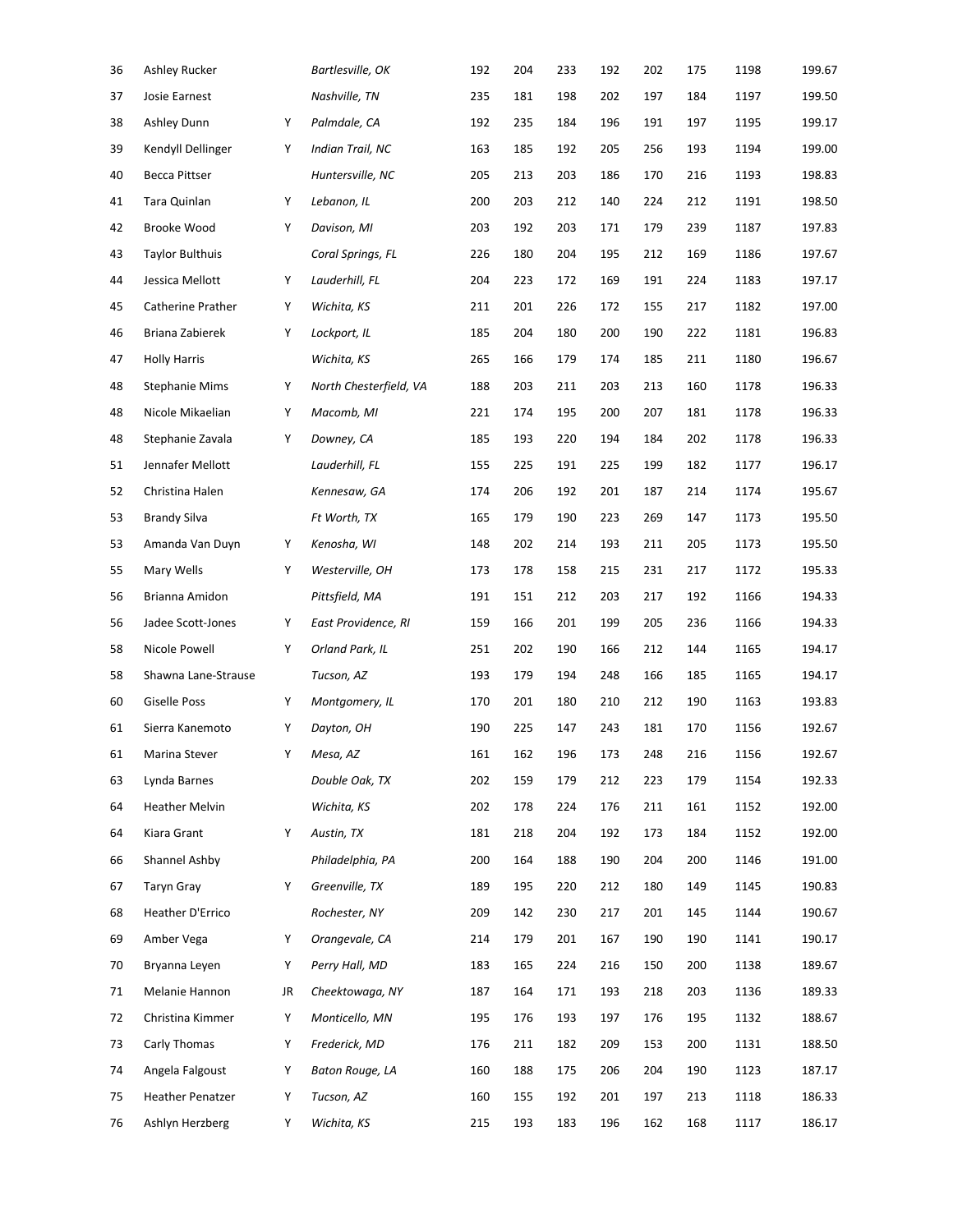| | | | | | | | | | | | |
|---|---|---|---|---|---|---|---|---|---|---|---|
| 36 | Ashley Rucker | | *Bartlesville, OK* | 192 | 204 | 233 | 192 | 202 | 175 | 1198 | 199.67 |
| 37 | Josie Earnest | | *Nashville, TN* | 235 | 181 | 198 | 202 | 197 | 184 | 1197 | 199.50 |
| 38 | Ashley Dunn | Y | *Palmdale, CA* | 192 | 235 | 184 | 196 | 191 | 197 | 1195 | 199.17 |
| 39 | Kendyll Dellinger | Y | *Indian Trail, NC* | 163 | 185 | 192 | 205 | 256 | 193 | 1194 | 199.00 |
| 40 | Becca Pittser | | *Huntersville, NC* | 205 | 213 | 203 | 186 | 170 | 216 | 1193 | 198.83 |
| 41 | Tara Quinlan | Y | *Lebanon, IL* | 200 | 203 | 212 | 140 | 224 | 212 | 1191 | 198.50 |
| 42 | Brooke Wood | Y | *Davison, MI* | 203 | 192 | 203 | 171 | 179 | 239 | 1187 | 197.83 |
| 43 | Taylor Bulthuis | | *Coral Springs, FL* | 226 | 180 | 204 | 195 | 212 | 169 | 1186 | 197.67 |
| 44 | Jessica Mellott | Y | *Lauderhill, FL* | 204 | 223 | 172 | 169 | 191 | 224 | 1183 | 197.17 |
| 45 | Catherine Prather | Y | *Wichita, KS* | 211 | 201 | 226 | 172 | 155 | 217 | 1182 | 197.00 |
| 46 | Briana Zabierek | Y | *Lockport, IL* | 185 | 204 | 180 | 200 | 190 | 222 | 1181 | 196.83 |
| 47 | Holly Harris | | *Wichita, KS* | 265 | 166 | 179 | 174 | 185 | 211 | 1180 | 196.67 |
| 48 | Stephanie Mims | Y | *North Chesterfield, VA* | 188 | 203 | 211 | 203 | 213 | 160 | 1178 | 196.33 |
| 48 | Nicole Mikaelian | Y | *Macomb, MI* | 221 | 174 | 195 | 200 | 207 | 181 | 1178 | 196.33 |
| 48 | Stephanie Zavala | Y | *Downey, CA* | 185 | 193 | 220 | 194 | 184 | 202 | 1178 | 196.33 |
| 51 | Jennafer Mellott | | *Lauderhill, FL* | 155 | 225 | 191 | 225 | 199 | 182 | 1177 | 196.17 |
| 52 | Christina Halen | | *Kennesaw, GA* | 174 | 206 | 192 | 201 | 187 | 214 | 1174 | 195.67 |
| 53 | Brandy Silva | | *Ft Worth, TX* | 165 | 179 | 190 | 223 | 269 | 147 | 1173 | 195.50 |
| 53 | Amanda Van Duyn | Y | *Kenosha, WI* | 148 | 202 | 214 | 193 | 211 | 205 | 1173 | 195.50 |
| 55 | Mary Wells | Y | *Westerville, OH* | 173 | 178 | 158 | 215 | 231 | 217 | 1172 | 195.33 |
| 56 | Brianna Amidon | | *Pittsfield, MA* | 191 | 151 | 212 | 203 | 217 | 192 | 1166 | 194.33 |
| 56 | Jadee Scott-Jones | Y | *East Providence, RI* | 159 | 166 | 201 | 199 | 205 | 236 | 1166 | 194.33 |
| 58 | Nicole Powell | Y | *Orland Park, IL* | 251 | 202 | 190 | 166 | 212 | 144 | 1165 | 194.17 |
| 58 | Shawna Lane-Strause | | *Tucson, AZ* | 193 | 179 | 194 | 248 | 166 | 185 | 1165 | 194.17 |
| 60 | Giselle Poss | Y | *Montgomery, IL* | 170 | 201 | 180 | 210 | 212 | 190 | 1163 | 193.83 |
| 61 | Sierra Kanemoto | Y | *Dayton, OH* | 190 | 225 | 147 | 243 | 181 | 170 | 1156 | 192.67 |
| 61 | Marina Stever | Y | *Mesa, AZ* | 161 | 162 | 196 | 173 | 248 | 216 | 1156 | 192.67 |
| 63 | Lynda Barnes | | *Double Oak, TX* | 202 | 159 | 179 | 212 | 223 | 179 | 1154 | 192.33 |
| 64 | Heather Melvin | | *Wichita, KS* | 202 | 178 | 224 | 176 | 211 | 161 | 1152 | 192.00 |
| 64 | Kiara Grant | Y | *Austin, TX* | 181 | 218 | 204 | 192 | 173 | 184 | 1152 | 192.00 |
| 66 | Shannel Ashby | | *Philadelphia, PA* | 200 | 164 | 188 | 190 | 204 | 200 | 1146 | 191.00 |
| 67 | Taryn Gray | Y | *Greenville, TX* | 189 | 195 | 220 | 212 | 180 | 149 | 1145 | 190.83 |
| 68 | Heather D'Errico | | *Rochester, NY* | 209 | 142 | 230 | 217 | 201 | 145 | 1144 | 190.67 |
| 69 | Amber Vega | Y | *Orangevale, CA* | 214 | 179 | 201 | 167 | 190 | 190 | 1141 | 190.17 |
| 70 | Bryanna Leyen | Y | *Perry Hall, MD* | 183 | 165 | 224 | 216 | 150 | 200 | 1138 | 189.67 |
| 71 | Melanie Hannon | JR | *Cheektowaga, NY* | 187 | 164 | 171 | 193 | 218 | 203 | 1136 | 189.33 |
| 72 | Christina Kimmer | Y | *Monticello, MN* | 195 | 176 | 193 | 197 | 176 | 195 | 1132 | 188.67 |
| 73 | Carly Thomas | Y | *Frederick, MD* | 176 | 211 | 182 | 209 | 153 | 200 | 1131 | 188.50 |
| 74 | Angela Falgoust | Y | *Baton Rouge, LA* | 160 | 188 | 175 | 206 | 204 | 190 | 1123 | 187.17 |
| 75 | Heather Penatzer | Y | *Tucson, AZ* | 160 | 155 | 192 | 201 | 197 | 213 | 1118 | 186.33 |
| 76 | Ashlyn Herzberg | Y | *Wichita, KS* | 215 | 193 | 183 | 196 | 162 | 168 | 1117 | 186.17 |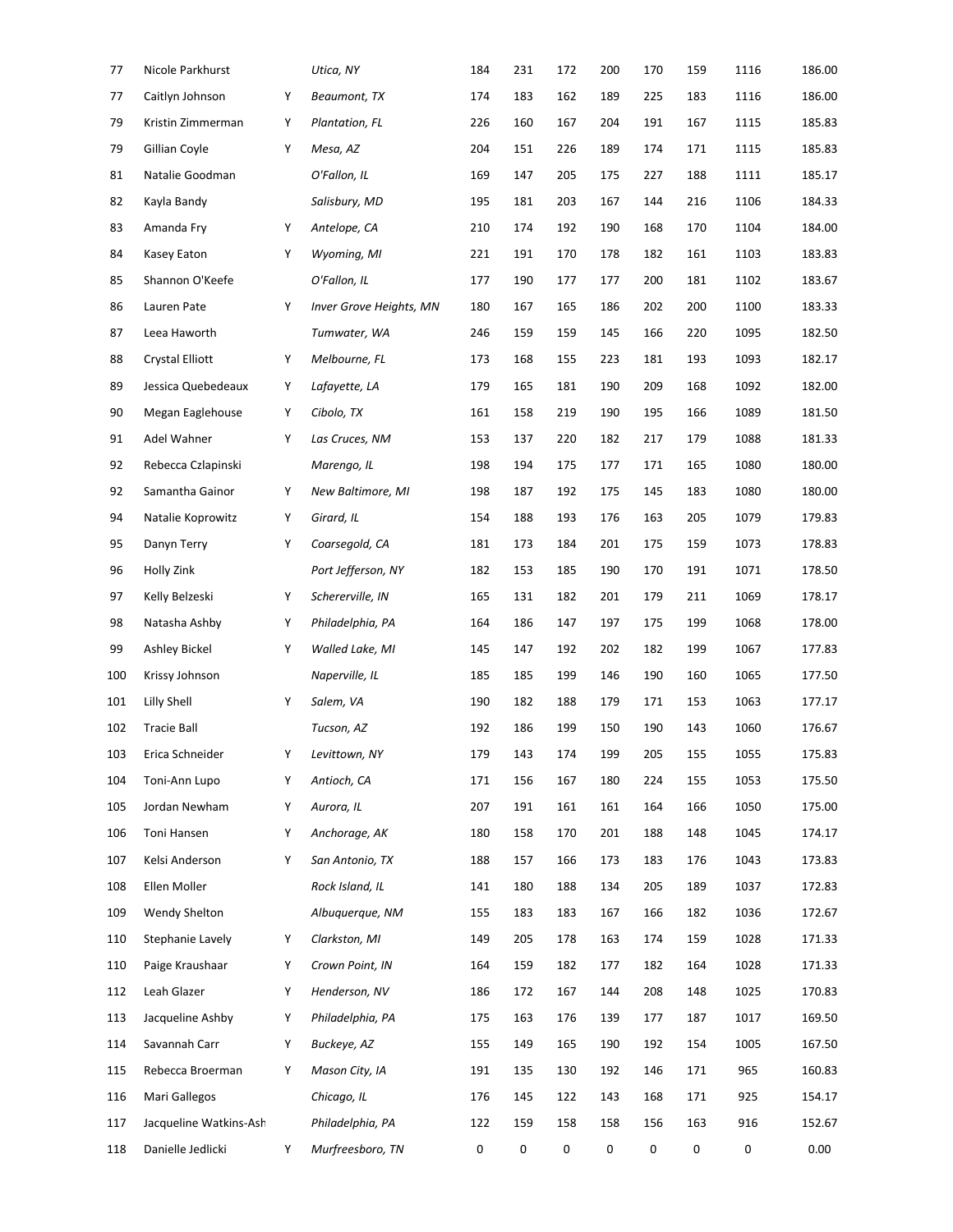| | | | | | | | | | | | |
|---|---|---|---|---|---|---|---|---|---|---|---|
| 77 | Nicole Parkhurst | | *Utica, NY* | 184 | 231 | 172 | 200 | 170 | 159 | 1116 | 186.00 |
| 77 | Caitlyn Johnson | Y | *Beaumont, TX* | 174 | 183 | 162 | 189 | 225 | 183 | 1116 | 186.00 |
| 79 | Kristin Zimmerman | Y | *Plantation, FL* | 226 | 160 | 167 | 204 | 191 | 167 | 1115 | 185.83 |
| 79 | Gillian Coyle | Y | *Mesa, AZ* | 204 | 151 | 226 | 189 | 174 | 171 | 1115 | 185.83 |
| 81 | Natalie Goodman | | *O'Fallon, IL* | 169 | 147 | 205 | 175 | 227 | 188 | 1111 | 185.17 |
| 82 | Kayla Bandy | | *Salisbury, MD* | 195 | 181 | 203 | 167 | 144 | 216 | 1106 | 184.33 |
| 83 | Amanda Fry | Y | *Antelope, CA* | 210 | 174 | 192 | 190 | 168 | 170 | 1104 | 184.00 |
| 84 | Kasey Eaton | Y | *Wyoming, MI* | 221 | 191 | 170 | 178 | 182 | 161 | 1103 | 183.83 |
| 85 | Shannon O'Keefe | | *O'Fallon, IL* | 177 | 190 | 177 | 177 | 200 | 181 | 1102 | 183.67 |
| 86 | Lauren Pate | Y | *Inver Grove Heights, MN* | 180 | 167 | 165 | 186 | 202 | 200 | 1100 | 183.33 |
| 87 | Leea Haworth | | *Tumwater, WA* | 246 | 159 | 159 | 145 | 166 | 220 | 1095 | 182.50 |
| 88 | Crystal Elliott | Y | *Melbourne, FL* | 173 | 168 | 155 | 223 | 181 | 193 | 1093 | 182.17 |
| 89 | Jessica Quebedeaux | Y | *Lafayette, LA* | 179 | 165 | 181 | 190 | 209 | 168 | 1092 | 182.00 |
| 90 | Megan Eaglehouse | Y | *Cibolo, TX* | 161 | 158 | 219 | 190 | 195 | 166 | 1089 | 181.50 |
| 91 | Adel Wahner | Y | *Las Cruces, NM* | 153 | 137 | 220 | 182 | 217 | 179 | 1088 | 181.33 |
| 92 | Rebecca Czlapinski | | *Marengo, IL* | 198 | 194 | 175 | 177 | 171 | 165 | 1080 | 180.00 |
| 92 | Samantha Gainor | Y | *New Baltimore, MI* | 198 | 187 | 192 | 175 | 145 | 183 | 1080 | 180.00 |
| 94 | Natalie Koprowitz | Y | *Girard, IL* | 154 | 188 | 193 | 176 | 163 | 205 | 1079 | 179.83 |
| 95 | Danyn Terry | Y | *Coarsegold, CA* | 181 | 173 | 184 | 201 | 175 | 159 | 1073 | 178.83 |
| 96 | Holly Zink | | *Port Jefferson, NY* | 182 | 153 | 185 | 190 | 170 | 191 | 1071 | 178.50 |
| 97 | Kelly Belzeski | Y | *Schererville, IN* | 165 | 131 | 182 | 201 | 179 | 211 | 1069 | 178.17 |
| 98 | Natasha Ashby | Y | *Philadelphia, PA* | 164 | 186 | 147 | 197 | 175 | 199 | 1068 | 178.00 |
| 99 | Ashley Bickel | Y | *Walled Lake, MI* | 145 | 147 | 192 | 202 | 182 | 199 | 1067 | 177.83 |
| 100 | Krissy Johnson | | *Naperville, IL* | 185 | 185 | 199 | 146 | 190 | 160 | 1065 | 177.50 |
| 101 | Lilly Shell | Y | *Salem, VA* | 190 | 182 | 188 | 179 | 171 | 153 | 1063 | 177.17 |
| 102 | Tracie Ball | | *Tucson, AZ* | 192 | 186 | 199 | 150 | 190 | 143 | 1060 | 176.67 |
| 103 | Erica Schneider | Y | *Levittown, NY* | 179 | 143 | 174 | 199 | 205 | 155 | 1055 | 175.83 |
| 104 | Toni-Ann Lupo | Y | *Antioch, CA* | 171 | 156 | 167 | 180 | 224 | 155 | 1053 | 175.50 |
| 105 | Jordan Newham | Y | *Aurora, IL* | 207 | 191 | 161 | 161 | 164 | 166 | 1050 | 175.00 |
| 106 | Toni Hansen | Y | *Anchorage, AK* | 180 | 158 | 170 | 201 | 188 | 148 | 1045 | 174.17 |
| 107 | Kelsi Anderson | Y | *San Antonio, TX* | 188 | 157 | 166 | 173 | 183 | 176 | 1043 | 173.83 |
| 108 | Ellen Moller | | *Rock Island, IL* | 141 | 180 | 188 | 134 | 205 | 189 | 1037 | 172.83 |
| 109 | Wendy Shelton | | *Albuquerque, NM* | 155 | 183 | 183 | 167 | 166 | 182 | 1036 | 172.67 |
| 110 | Stephanie Lavely | Y | *Clarkston, MI* | 149 | 205 | 178 | 163 | 174 | 159 | 1028 | 171.33 |
| 110 | Paige Kraushaar | Y | *Crown Point, IN* | 164 | 159 | 182 | 177 | 182 | 164 | 1028 | 171.33 |
| 112 | Leah Glazer | Y | *Henderson, NV* | 186 | 172 | 167 | 144 | 208 | 148 | 1025 | 170.83 |
| 113 | Jacqueline Ashby | Y | *Philadelphia, PA* | 175 | 163 | 176 | 139 | 177 | 187 | 1017 | 169.50 |
| 114 | Savannah Carr | Y | *Buckeye, AZ* | 155 | 149 | 165 | 190 | 192 | 154 | 1005 | 167.50 |
| 115 | Rebecca Broerman | Y | *Mason City, IA* | 191 | 135 | 130 | 192 | 146 | 171 | 965 | 160.83 |
| 116 | Mari Gallegos | | *Chicago, IL* | 176 | 145 | 122 | 143 | 168 | 171 | 925 | 154.17 |
| 117 | Jacqueline Watkins-Ash | | *Philadelphia, PA* | 122 | 159 | 158 | 158 | 156 | 163 | 916 | 152.67 |
| 118 | Danielle Jedlicki | Y | *Murfreesboro, TN* | 0 | 0 | 0 | 0 | 0 | 0 | 0 | 0.00 |